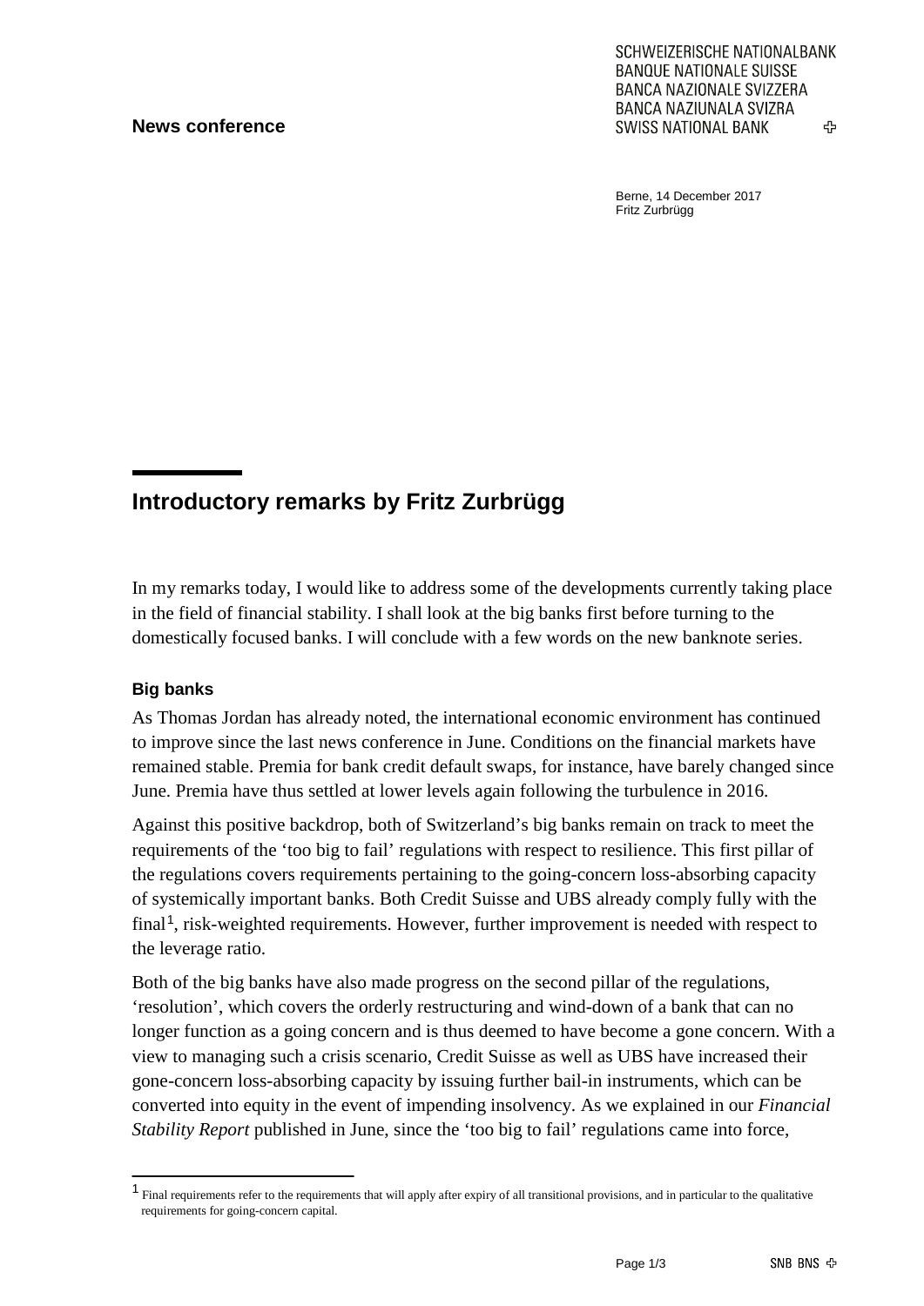**News conference**

SCHWEIZERISCHE NATIONALBANK
BANQUE NATIONALE SUISSE
BANCA NAZIONALE SVIZZERA
BANCA NAZIUNALA SVIZRA
SWISS NATIONAL BANK

Berne, 14 December 2017
Fritz Zurbrügg

# Introductory remarks by Fritz Zurbrügg

In my remarks today, I would like to address some of the developments currently taking place in the field of financial stability. I shall look at the big banks first before turning to the domestically focused banks. I will conclude with a few words on the new banknote series.

### Big banks

As Thomas Jordan has already noted, the international economic environment has continued to improve since the last news conference in June. Conditions on the financial markets have remained stable. Premia for bank credit default swaps, for instance, have barely changed since June. Premia have thus settled at lower levels again following the turbulence in 2016.

Against this positive backdrop, both of Switzerland's big banks remain on track to meet the requirements of the 'too big to fail' regulations with respect to resilience. This first pillar of the regulations covers requirements pertaining to the going-concern loss-absorbing capacity of systemically important banks. Both Credit Suisse and UBS already comply fully with the final[1], risk-weighted requirements. However, further improvement is needed with respect to the leverage ratio.

Both of the big banks have also made progress on the second pillar of the regulations, 'resolution', which covers the orderly restructuring and wind-down of a bank that can no longer function as a going concern and is thus deemed to have become a gone concern. With a view to managing such a crisis scenario, Credit Suisse as well as UBS have increased their gone-concern loss-absorbing capacity by issuing further bail-in instruments, which can be converted into equity in the event of impending insolvency. As we explained in our *Financial Stability Report* published in June, since the 'too big to fail' regulations came into force,

[1] Final requirements refer to the requirements that will apply after expiry of all transitional provisions, and in particular to the qualitative requirements for going-concern capital.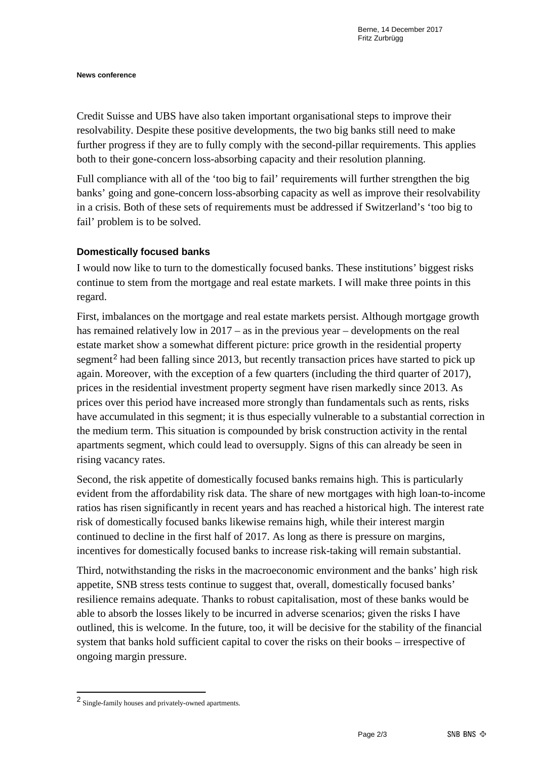Credit Suisse and UBS have also taken important organisational steps to improve their resolvability. Despite these positive developments, the two big banks still need to make further progress if they are to fully comply with the second-pillar requirements. This applies both to their gone-concern loss-absorbing capacity and their resolution planning.

Full compliance with all of the 'too big to fail' requirements will further strengthen the big banks' going and gone-concern loss-absorbing capacity as well as improve their resolvability in a crisis. Both of these sets of requirements must be addressed if Switzerland's 'too big to fail' problem is to be solved.

### Domestically focused banks

I would now like to turn to the domestically focused banks. These institutions' biggest risks continue to stem from the mortgage and real estate markets. I will make three points in this regard.

First, imbalances on the mortgage and real estate markets persist. Although mortgage growth has remained relatively low in 2017 – as in the previous year – developments on the real estate market show a somewhat different picture: price growth in the residential property segment[2] had been falling since 2013, but recently transaction prices have started to pick up again. Moreover, with the exception of a few quarters (including the third quarter of 2017), prices in the residential investment property segment have risen markedly since 2013. As prices over this period have increased more strongly than fundamentals such as rents, risks have accumulated in this segment; it is thus especially vulnerable to a substantial correction in the medium term. This situation is compounded by brisk construction activity in the rental apartments segment, which could lead to oversupply. Signs of this can already be seen in rising vacancy rates.

Second, the risk appetite of domestically focused banks remains high. This is particularly evident from the affordability risk data. The share of new mortgages with high loan-to-income ratios has risen significantly in recent years and has reached a historical high. The interest rate risk of domestically focused banks likewise remains high, while their interest margin continued to decline in the first half of 2017. As long as there is pressure on margins, incentives for domestically focused banks to increase risk-taking will remain substantial.

Third, notwithstanding the risks in the macroeconomic environment and the banks' high risk appetite, SNB stress tests continue to suggest that, overall, domestically focused banks' resilience remains adequate. Thanks to robust capitalisation, most of these banks would be able to absorb the losses likely to be incurred in adverse scenarios; given the risks I have outlined, this is welcome. In the future, too, it will be decisive for the stability of the financial system that banks hold sufficient capital to cover the risks on their books – irrespective of ongoing margin pressure.

---

[2] Single-family houses and privately-owned apartments.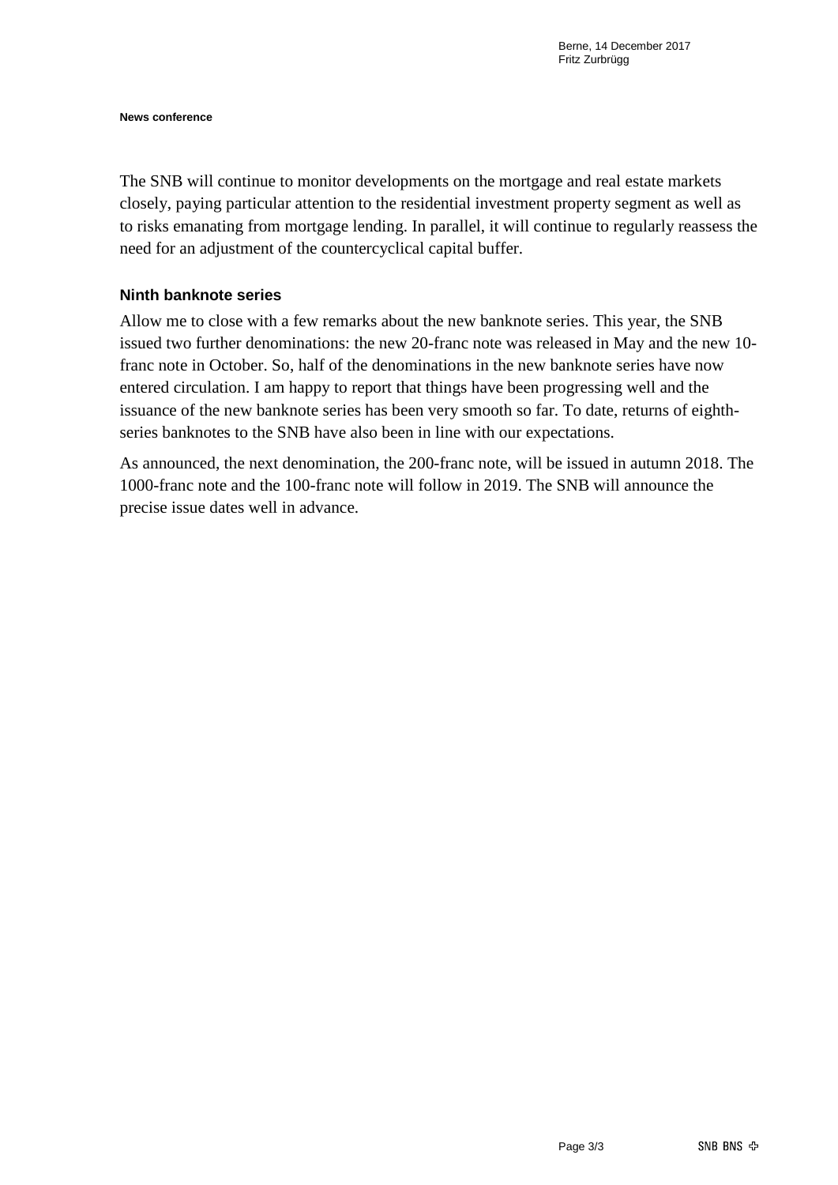The SNB will continue to monitor developments on the mortgage and real estate markets closely, paying particular attention to the residential investment property segment as well as to risks emanating from mortgage lending. In parallel, it will continue to regularly reassess the need for an adjustment of the countercyclical capital buffer.

### Ninth banknote series

Allow me to close with a few remarks about the new banknote series. This year, the SNB issued two further denominations: the new 20-franc note was released in May and the new 10-franc note in October. So, half of the denominations in the new banknote series have now entered circulation. I am happy to report that things have been progressing well and the issuance of the new banknote series has been very smooth so far. To date, returns of eighth-series banknotes to the SNB have also been in line with our expectations.

As announced, the next denomination, the 200-franc note, will be issued in autumn 2018. The 1000-franc note and the 100-franc note will follow in 2019. The SNB will announce the precise issue dates well in advance.